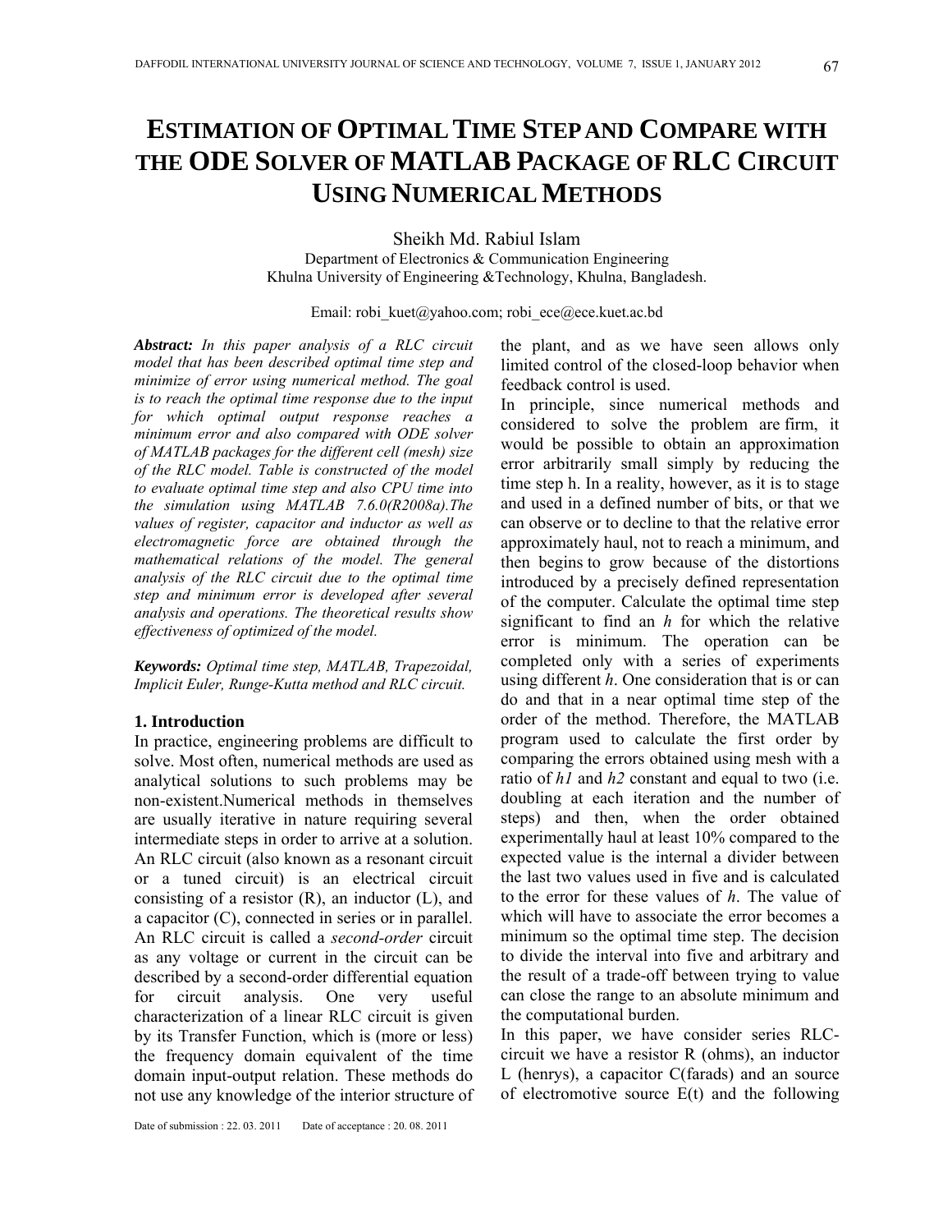# ESTIMATION OF OPTIMAL TIME STEP AND COMPARE WITH THE ODE SOLVER OF MATLAB PACKAGE OF RLC CIRCUIT USING NUMERICAL METHODS

Sheikh Md. Rabiul Islam

Department of Electronics & Communication Engineering
Khulna University of Engineering &Technology, Khulna, Bangladesh.

Email: robi_kuet@yahoo.com; robi_ece@ece.kuet.ac.bd

***Abstract:*** *In this paper analysis of a RLC circuit model that has been described optimal time step and minimize of error using numerical method. The goal is to reach the optimal time response due to the input for which optimal output response reaches a minimum error and also compared with ODE solver of MATLAB packages for the different cell (mesh) size of the RLC model. Table is constructed of the model to evaluate optimal time step and also CPU time into the simulation using MATLAB 7.6.0(R2008a).The values of register, capacitor and inductor as well as electromagnetic force are obtained through the mathematical relations of the model. The general analysis of the RLC circuit due to the optimal time step and minimum error is developed after several analysis and operations. The theoretical results show effectiveness of optimized of the model.*

***Keywords:*** *Optimal time step, MATLAB, Trapezoidal, Implicit Euler, Runge-Kutta method and RLC circuit.*

## 1. Introduction

In practice, engineering problems are difficult to solve. Most often, numerical methods are used as analytical solutions to such problems may be non-existent.Numerical methods in themselves are usually iterative in nature requiring several intermediate steps in order to arrive at a solution. An RLC circuit (also known as a resonant circuit or a tuned circuit) is an electrical circuit consisting of a resistor (R), an inductor (L), and a capacitor (C), connected in series or in parallel. An RLC circuit is called a *second-order* circuit as any voltage or current in the circuit can be described by a second-order differential equation for circuit analysis. One very useful characterization of a linear RLC circuit is given by its Transfer Function, which is (more or less) the frequency domain equivalent of the time domain input-output relation. These methods do not use any knowledge of the interior structure of the plant, and as we have seen allows only limited control of the closed-loop behavior when feedback control is used.

In principle, since numerical methods and considered to solve the problem are firm, it would be possible to obtain an approximation error arbitrarily small simply by reducing the time step h. In a reality, however, as it is to stage and used in a defined number of bits, or that we can observe or to decline to that the relative error approximately haul, not to reach a minimum, and then begins to grow because of the distortions introduced by a precisely defined representation of the computer. Calculate the optimal time step significant to find an *h* for which the relative error is minimum. The operation can be completed only with a series of experiments using different *h*. One consideration that is or can do and that in a near optimal time step of the order of the method. Therefore, the MATLAB program used to calculate the first order by comparing the errors obtained using mesh with a ratio of *h1* and *h2* constant and equal to two (i.e. doubling at each iteration and the number of steps) and then, when the order obtained experimentally haul at least 10% compared to the expected value is the internal a divider between the last two values used in five and is calculated to the error for these values of *h*. The value of which will have to associate the error becomes a minimum so the optimal time step. The decision to divide the interval into five and arbitrary and the result of a trade-off between trying to value can close the range to an absolute minimum and the computational burden.

In this paper, we have consider series RLC-circuit we have a resistor R (ohms), an inductor L (henrys), a capacitor C(farads) and an source of electromotive source E(t) and the following

Date of submission : 22. 03. 2011 Date of acceptance : 20. 08. 2011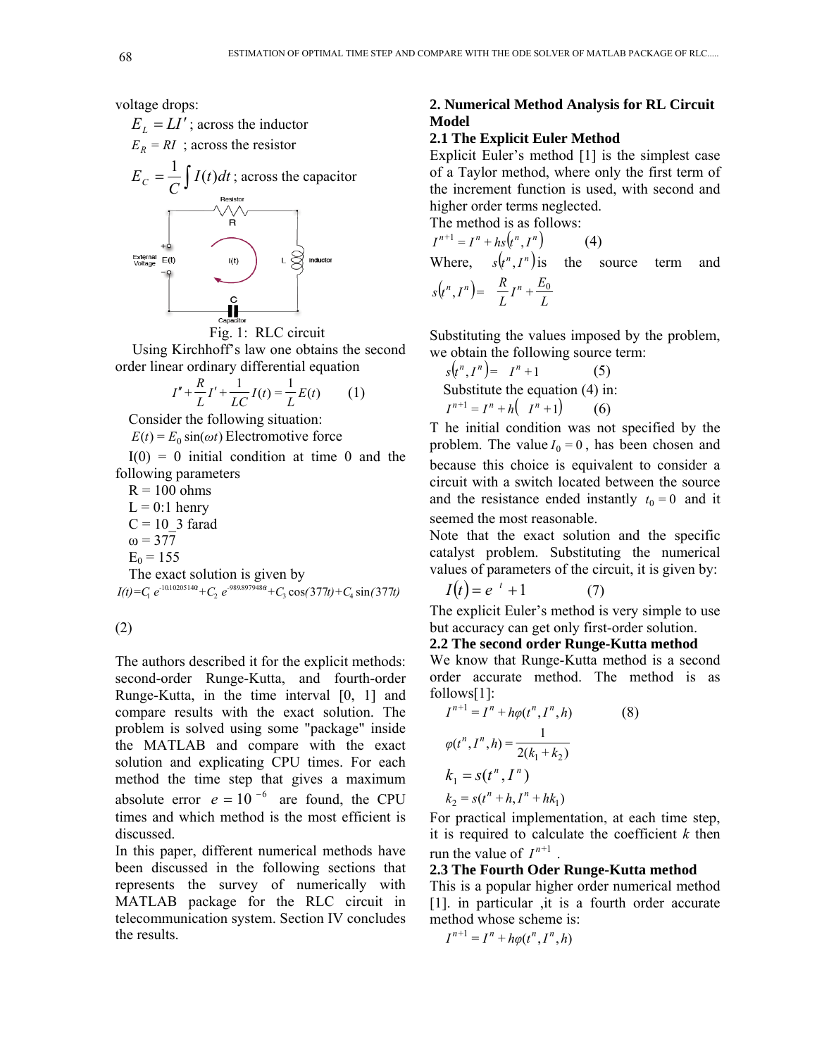voltage drops:

$E_L = LI'$ ; across the inductor

$E_R = RI$ ; across the resistor

$E_C = \frac{1}{C}\int I(t)dt$ ; across the capacitor

Fig. 1: RLC circuit

Using Kirchhoff's law one obtains the second order linear ordinary differential equation

$$I'' + \frac{R}{L}I' + \frac{1}{LC}I(t) = \frac{1}{L}E(t) \qquad (1)$$

Consider the following situation:

$E(t) = E_0 \sin(\omega t)$ Electromotive force

I(0) = 0 initial condition at time 0 and the following parameters

R = 100 ohms

L = 0:1 henry

C = 10_3 farad

ω = 377

$E_0 = 155$

The exact solution is given by

$$I(t) = C_1 e^{-10.10205140t} + C_2 e^{-989.8979486t} + C_3 \cos(377t) + C_4 \sin(377t)$$

(2)

The authors described it for the explicit methods: second-order Runge-Kutta, and fourth-order Runge-Kutta, in the time interval [0, 1] and compare results with the exact solution. The problem is solved using some "package" inside the MATLAB and compare with the exact solution and explicating CPU times. For each method the time step that gives a maximum absolute error $e = 10^{-6}$ are found, the CPU times and which method is the most efficient is discussed.

In this paper, different numerical methods have been discussed in the following sections that represents the survey of numerically with MATLAB package for the RLC circuit in telecommunication system. Section IV concludes the results.

## 2. Numerical Method Analysis for RL Circuit Model

### 2.1 The Explicit Euler Method

Explicit Euler's method [1] is the simplest case of a Taylor method, where only the first term of the increment function is used, with second and higher order terms neglected.

The method is as follows:

$$I^{n+1} = I^n + hs(t^n, I^n) \qquad (4)$$

Where, $s(t^n, I^n)$ is the source term and $s(t^n, I^n) = \frac{R}{L}I^n + \frac{E_0}{L}$

Substituting the values imposed by the problem, we obtain the following source term:

$$s(t^n, I^n) = I^n + 1 \qquad (5)$$

Substitute the equation (4) in:

$$I^{n+1} = I^n + h(I^n + 1) \qquad (6)$$

T he initial condition was not specified by the problem. The value $I_0 = 0$, has been chosen and because this choice is equivalent to consider a circuit with a switch located between the source and the resistance ended instantly $t_0 = 0$ and it seemed the most reasonable.

Note that the exact solution and the specific catalyst problem. Substituting the numerical values of parameters of the circuit, it is given by:

$$I(t) = e^{t} + 1 \qquad (7)$$

The explicit Euler's method is very simple to use but accuracy can get only first-order solution.

### 2.2 The second order Runge-Kutta method

We know that Runge-Kutta method is a second order accurate method. The method is as follows[1]:

$$I^{n+1} = I^n + h\varphi(t^n, I^n, h) \qquad (8)$$

$$\varphi(t^n, I^n, h) = \frac{1}{2(k_1 + k_2)}$$

$$k_1 = s(t^n, I^n)$$

$$k_2 = s(t^n + h, I^n + hk_1)$$

For practical implementation, at each time step, it is required to calculate the coefficient $k$ then run the value of $I^{n+1}$ .

### 2.3 The Fourth Oder Runge-Kutta method

This is a popular higher order numerical method [1]. in particular ,it is a fourth order accurate method whose scheme is:

$$I^{n+1} = I^n + h\varphi(t^n, I^n, h)$$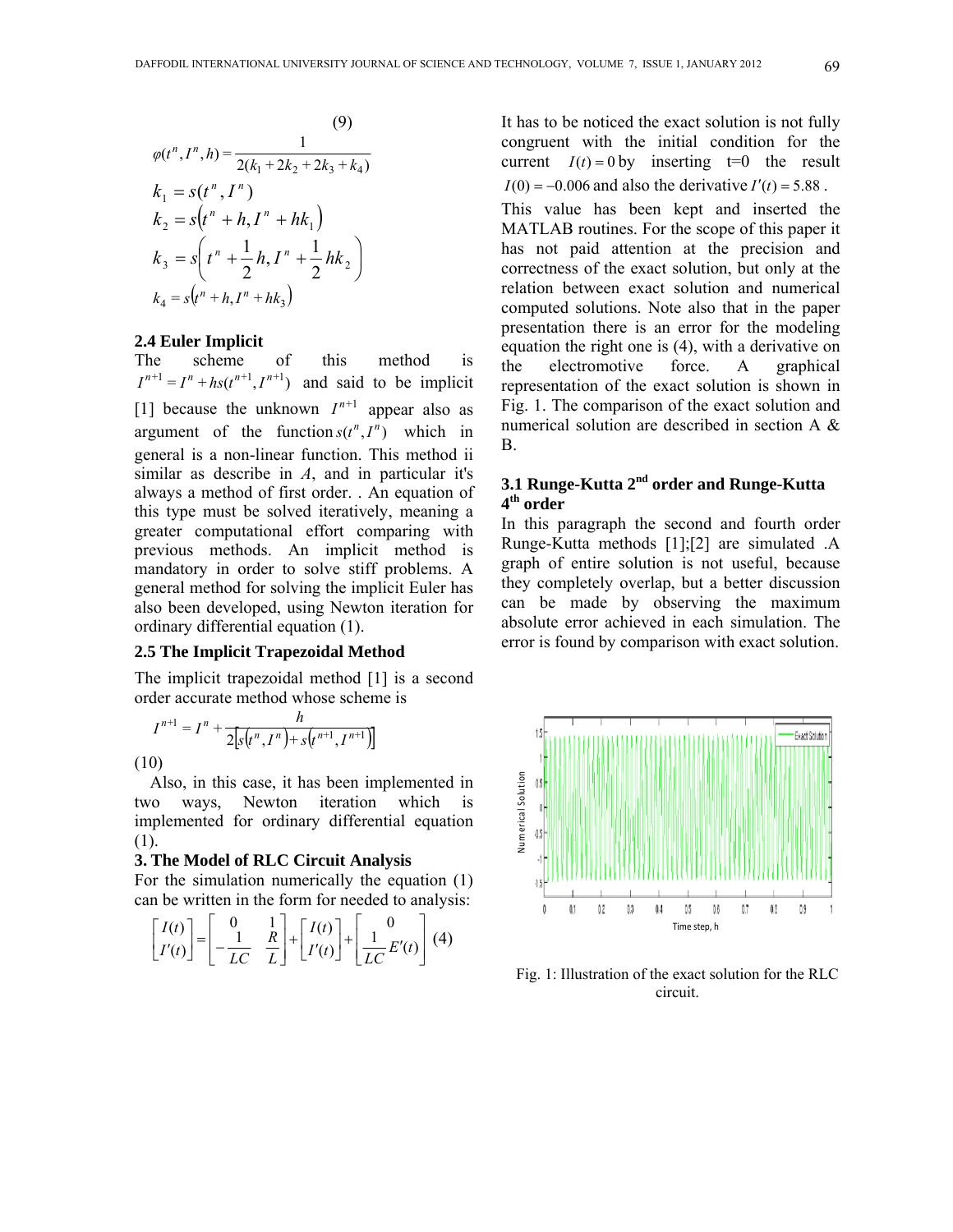(9)

$$\varphi(t^n, I^n, h) = \frac{1}{2(k_1 + 2k_2 + 2k_3 + k_4)}$$

$$k_1 = s(t^n, I^n)$$

$$k_2 = s\left(t^n + h, I^n + hk_1\right)$$

$$k_3 = s\left(t^n + \frac{1}{2}h, I^n + \frac{1}{2}hk_2\right)$$

$$k_4 = s\left(t^n + h, I^n + hk_3\right)$$

### 2.4 Euler Implicit

The scheme of this method is $I^{n+1} = I^n + hs(t^{n+1}, I^{n+1})$ and said to be implicit [1] because the unknown $I^{n+1}$ appear also as argument of the function $s(t^n, I^n)$ which in general is a non-linear function. This method ii similar as describe in *A*, and in particular it's always a method of first order. . An equation of this type must be solved iteratively, meaning a greater computational effort comparing with previous methods. An implicit method is mandatory in order to solve stiff problems. A general method for solving the implicit Euler has also been developed, using Newton iteration for ordinary differential equation (1).

### 2.5 The Implicit Trapezoidal Method

The implicit trapezoidal method [1] is a second order accurate method whose scheme is

$$I^{n+1} = I^n + \frac{h}{2\left[s\left(t^n, I^n\right) + s\left(t^{n+1}, I^{n+1}\right)\right]}$$

(10)

Also, in this case, it has been implemented in two ways, Newton iteration which is implemented for ordinary differential equation (1).

## 3. The Model of RLC Circuit Analysis

For the simulation numerically the equation (1) can be written in the form for needed to analysis:

$$\begin{bmatrix} I(t) \\ I'(t) \end{bmatrix} = \begin{bmatrix} 0 & 1 \\ -\frac{1}{LC} & \frac{R}{L} \end{bmatrix} + \begin{bmatrix} I(t) \\ I'(t) \end{bmatrix} + \begin{bmatrix} 0 \\ \frac{1}{LC}E'(t) \end{bmatrix} \quad (4)$$

It has to be noticed the exact solution is not fully congruent with the initial condition for the current $I(t) = 0$ by inserting t=0 the result $I(0) = -0.006$ and also the derivative $I'(t) = 5.88$.

This value has been kept and inserted the MATLAB routines. For the scope of this paper it has not paid attention at the precision and correctness of the exact solution, but only at the relation between exact solution and numerical computed solutions. Note also that in the paper presentation there is an error for the modeling equation the right one is (4), with a derivative on the electromotive force. A graphical representation of the exact solution is shown in Fig. 1. The comparison of the exact solution and numerical solution are described in section A & B.

### 3.1 Runge-Kutta 2nd order and Runge-Kutta 4th order

In this paragraph the second and fourth order Runge-Kutta methods [1];[2] are simulated .A graph of entire solution is not useful, because they completely overlap, but a better discussion can be made by observing the maximum absolute error achieved in each simulation. The error is found by comparison with exact solution.

Fig. 1: Illustration of the exact solution for the RLC circuit.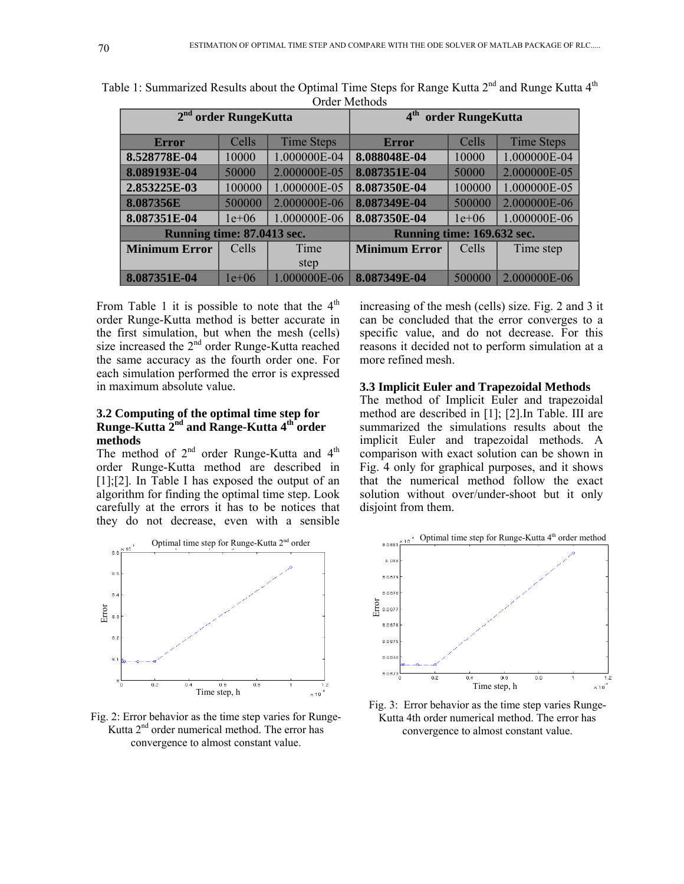Table 1: Summarized Results about the Optimal Time Steps for Range Kutta 2nd and Runge Kutta 4th Order Methods

| 2nd order RungeKutta | | | 4th order RungeKutta | | |
|---|---|---|---|---|---|
| **Error** | Cells | Time Steps | **Error** | Cells | Time Steps |
| **8.528778E-04** | 10000 | 1.000000E-04 | **8.088048E-04** | 10000 | 1.000000E-04 |
| **8.089193E-04** | 50000 | 2.000000E-05 | **8.087351E-04** | 50000 | 2.000000E-05 |
| **2.853225E-03** | 100000 | 1.000000E-05 | **8.087350E-04** | 100000 | 1.000000E-05 |
| **8.087356E** | 500000 | 2.000000E-06 | **8.087349E-04** | 500000 | 2.000000E-06 |
| **8.087351E-04** | 1e+06 | 1.000000E-06 | **8.087350E-04** | 1e+06 | 1.000000E-06 |
| **Running time: 87.0413 sec.** | | | **Running time: 169.632 sec.** | | |
| **Minimum Error** | Cells | Time step | **Minimum Error** | Cells | Time step |
| **8.087351E-04** | 1e+06 | 1.000000E-06 | **8.087349E-04** | 500000 | 2.000000E-06 |

From Table 1 it is possible to note that the 4th order Runge-Kutta method is better accurate in the first simulation, but when the mesh (cells) size increased the 2nd order Runge-Kutta reached the same accuracy as the fourth order one. For each simulation performed the error is expressed in maximum absolute value.

### 3.2 Computing of the optimal time step for Runge-Kutta 2nd and Range-Kutta 4th order methods

The method of 2nd order Runge-Kutta and 4th order Runge-Kutta method are described in [1];[2]. In Table I has exposed the output of an algorithm for finding the optimal time step. Look carefully at the errors it has to be notices that they do not decrease, even with a sensible increasing of the mesh (cells) size. Fig. 2 and 3 it can be concluded that the error converges to a specific value, and do not decrease. For this reasons it decided not to perform simulation at a more refined mesh.

Fig. 2: Error behavior as the time step varies for Runge-Kutta 2nd order numerical method. The error has convergence to almost constant value.

Fig. 3: Error behavior as the time step varies Runge-Kutta 4th order numerical method. The error has convergence to almost constant value.

### 3.3 Implicit Euler and Trapezoidal Methods

The method of Implicit Euler and trapezoidal method are described in [1]; [2].In Table. III are summarized the simulations results about the implicit Euler and trapezoidal methods. A comparison with exact solution can be shown in Fig. 4 only for graphical purposes, and it shows that the numerical method follow the exact solution without over/under-shoot but it only disjoint from them.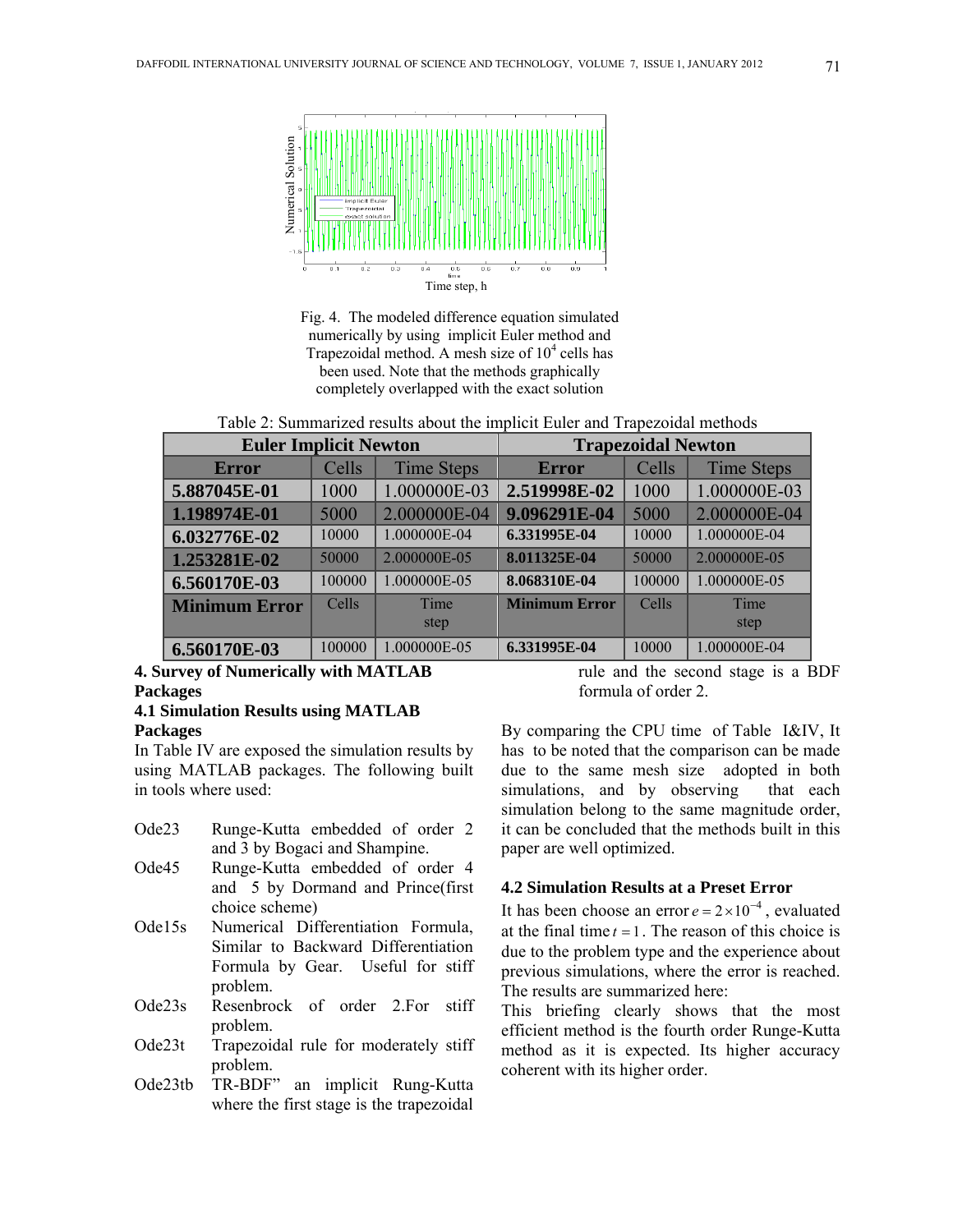Fig. 4. The modeled difference equation simulated numerically by using implicit Euler method and Trapezoidal method. A mesh size of $10^4$ cells has been used. Note that the methods graphically completely overlapped with the exact solution

Table 2: Summarized results about the implicit Euler and Trapezoidal methods

| Euler Implicit Newton | | | Trapezoidal Newton | | |
|---|---|---|---|---|---|
| **Error** | Cells | Time Steps | **Error** | Cells | Time Steps |
| **5.887045E-01** | 1000 | 1.000000E-03 | **2.519998E-02** | 1000 | 1.000000E-03 |
| **1.198974E-01** | 5000 | 2.000000E-04 | **9.096291E-04** | 5000 | 2.000000E-04 |
| **6.032776E-02** | 10000 | 1.000000E-04 | **6.331995E-04** | 10000 | 1.000000E-04 |
| **1.253281E-02** | 50000 | 2.000000E-05 | **8.011325E-04** | 50000 | 2.000000E-05 |
| **6.560170E-03** | 100000 | 1.000000E-05 | **8.068310E-04** | 100000 | 1.000000E-05 |
| **Minimum Error** | Cells | Time step | **Minimum Error** | Cells | Time step |
| **6.560170E-03** | 100000 | 1.000000E-05 | **6.331995E-04** | 10000 | 1.000000E-04 |

## 4. Survey of Numerically with MATLAB Packages

### 4.1 Simulation Results using MATLAB Packages

In Table IV are exposed the simulation results by using MATLAB packages. The following built in tools where used:

- Ode23 — Runge-Kutta embedded of order 2 and 3 by Bogaci and Shampine.
- Ode45 — Runge-Kutta embedded of order 4 and 5 by Dormand and Prince(first choice scheme)
- Ode15s — Numerical Differentiation Formula, Similar to Backward Differentiation Formula by Gear. Useful for stiff problem.
- Ode23s — Resenbrock of order 2.For stiff problem.
- Ode23t — Trapezoidal rule for moderately stiff problem.
- Ode23tb — TR-BDF" an implicit Rung-Kutta where the first stage is the trapezoidal rule and the second stage is a BDF formula of order 2.

By comparing the CPU time of Table I&IV, It has to be noted that the comparison can be made due to the same mesh size adopted in both simulations, and by observing that each simulation belong to the same magnitude order, it can be concluded that the methods built in this paper are well optimized.

### 4.2 Simulation Results at a Preset Error

It has been choose an error $e = 2 \times 10^{-4}$, evaluated at the final time $t = 1$. The reason of this choice is due to the problem type and the experience about previous simulations, where the error is reached. The results are summarized here:

This briefing clearly shows that the most efficient method is the fourth order Runge-Kutta method as it is expected. Its higher accuracy coherent with its higher order.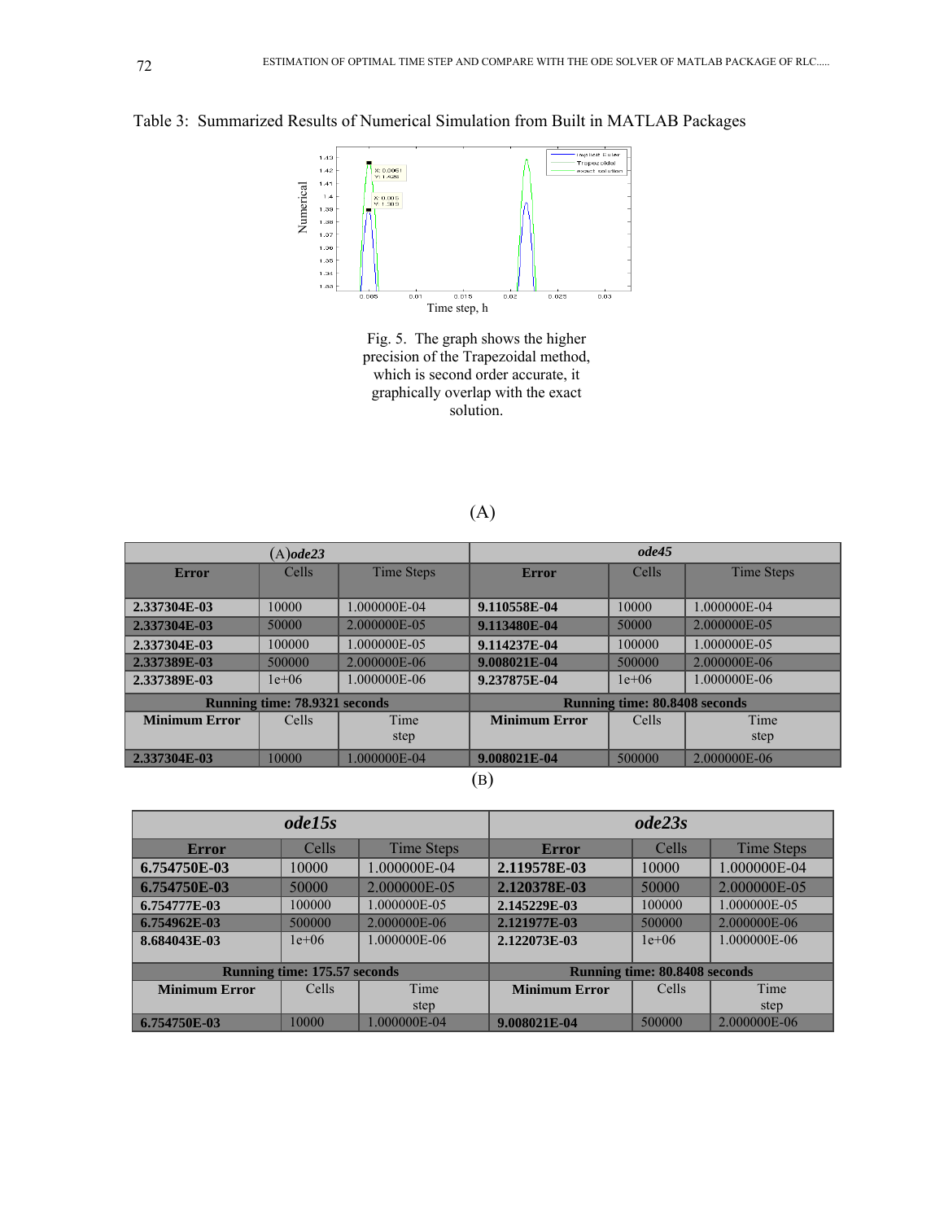Table 3: Summarized Results of Numerical Simulation from Built in MATLAB Packages

Fig. 5. The graph shows the higher precision of the Trapezoidal method, which is second order accurate, it graphically overlap with the exact solution.

(A)

| (A)***ode23*** | | | ***ode45*** | | |
|---|---|---|---|---|---|
| **Error** | Cells | Time Steps | **Error** | Cells | Time Steps |
| **2.337304E-03** | 10000 | 1.000000E-04 | **9.110558E-04** | 10000 | 1.000000E-04 |
| **2.337304E-03** | 50000 | 2.000000E-05 | **9.113480E-04** | 50000 | 2.000000E-05 |
| **2.337304E-03** | 100000 | 1.000000E-05 | **9.114237E-04** | 100000 | 1.000000E-05 |
| **2.337389E-03** | 500000 | 2.000000E-06 | **9.008021E-04** | 500000 | 2.000000E-06 |
| **2.337389E-03** | 1e+06 | 1.000000E-06 | **9.237875E-04** | 1e+06 | 1.000000E-06 |
| **Running time: 78.9321 seconds** | | | **Running time: 80.8408 seconds** | | |
| **Minimum Error** | Cells | Time step | **Minimum Error** | Cells | Time step |
| **2.337304E-03** | 10000 | 1.000000E-04 | **9.008021E-04** | 500000 | 2.000000E-06 |

(B)

| ***ode15s*** | | | ***ode23s*** | | |
|---|---|---|---|---|---|
| **Error** | Cells | Time Steps | **Error** | Cells | Time Steps |
| **6.754750E-03** | 10000 | 1.000000E-04 | **2.119578E-03** | 10000 | 1.000000E-04 |
| **6.754750E-03** | 50000 | 2.000000E-05 | **2.120378E-03** | 50000 | 2.000000E-05 |
| **6.754777E-03** | 100000 | 1.000000E-05 | **2.145229E-03** | 100000 | 1.000000E-05 |
| **6.754962E-03** | 500000 | 2.000000E-06 | **2.121977E-03** | 500000 | 2.000000E-06 |
| **8.684043E-03** | 1e+06 | 1.000000E-06 | **2.122073E-03** | 1e+06 | 1.000000E-06 |
| **Running time: 175.57 seconds** | | | **Running time: 80.8408 seconds** | | |
| **Minimum Error** | Cells | Time step | **Minimum Error** | Cells | Time step |
| **6.754750E-03** | 10000 | 1.000000E-04 | **9.008021E-04** | 500000 | 2.000000E-06 |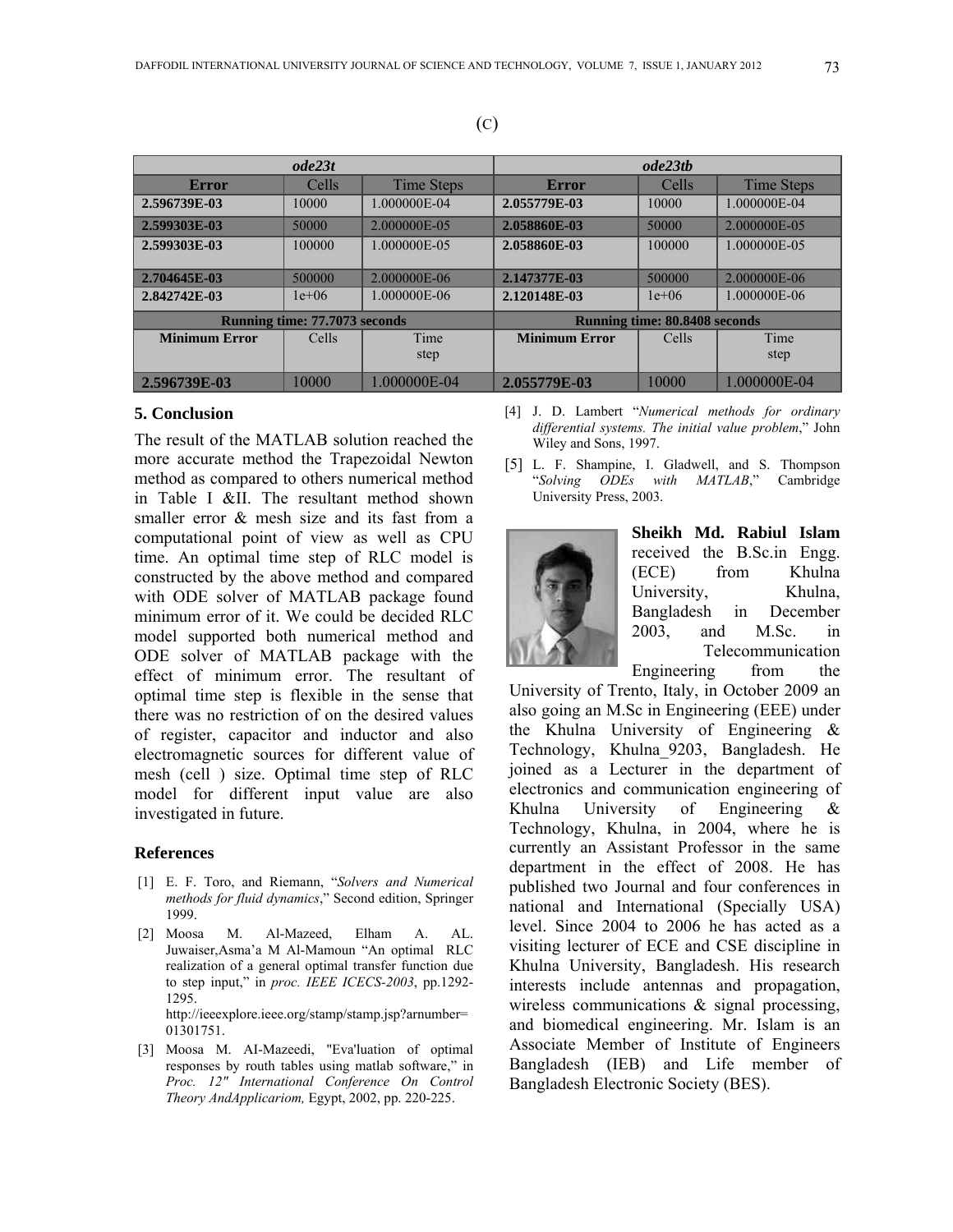(C)

| *ode23t* | | | *ode23tb* | | |
|---|---|---|---|---|---|
| **Error** | Cells | Time Steps | **Error** | Cells | Time Steps |
| **2.596739E-03** | 10000 | 1.000000E-04 | **2.055779E-03** | 10000 | 1.000000E-04 |
| **2.599303E-03** | 50000 | 2.000000E-05 | **2.058860E-03** | 50000 | 2.000000E-05 |
| **2.599303E-03** | 100000 | 1.000000E-05 | **2.058860E-03** | 100000 | 1.000000E-05 |
| **2.704645E-03** | 500000 | 2.000000E-06 | **2.147377E-03** | 500000 | 2.000000E-06 |
| **2.842742E-03** | 1e+06 | 1.000000E-06 | **2.120148E-03** | 1e+06 | 1.000000E-06 |
| **Running time: 77.7073 seconds** | | | **Running time: 80.8408 seconds** | | |
| **Minimum Error** | Cells | Time step | **Minimum Error** | Cells | Time step |
| **2.596739E-03** | 10000 | 1.000000E-04 | **2.055779E-03** | 10000 | 1.000000E-04 |

## 5. Conclusion

The result of the MATLAB solution reached the more accurate method the Trapezoidal Newton method as compared to others numerical method in Table I &II. The resultant method shown smaller error & mesh size and its fast from a computational point of view as well as CPU time. An optimal time step of RLC model is constructed by the above method and compared with ODE solver of MATLAB package found minimum error of it. We could be decided RLC model supported both numerical method and ODE solver of MATLAB package with the effect of minimum error. The resultant of optimal time step is flexible in the sense that there was no restriction of on the desired values of register, capacitor and inductor and also electromagnetic sources for different value of mesh (cell ) size. Optimal time step of RLC model for different input value are also investigated in future.

## References

[1] E. F. Toro, and Riemann, "*Solvers and Numerical methods for fluid dynamics*," Second edition, Springer 1999.

[2] Moosa M. Al-Mazeed, Elham A. AL. Juwaiser,Asma'a M Al-Mamoun "An optimal RLC realization of a general optimal transfer function due to step input," in *proc. IEEE ICECS-2003*, pp.1292-1295. http://ieeexplore.ieee.org/stamp/stamp.jsp?arnumber=01301751.

[3] Moosa M. AI-Mazeedi, "Eva'luation of optimal responses by routh tables using matlab software," in *Proc. 12" International Conference On Control Theory AndAppLicariom,* Egypt, 2002, pp. 220-225.

[4] J. D. Lambert "*Numerical methods for ordinary differential systems. The initial value problem*," John Wiley and Sons, 1997.

[5] L. F. Shampine, I. Gladwell, and S. Thompson "*Solving ODEs with MATLAB*," Cambridge University Press, 2003.

**Sheikh Md. Rabiul Islam** received the B.Sc.in Engg. (ECE) from Khulna University, Khulna, Bangladesh in December 2003, and M.Sc. in Telecommunication Engineering from the University of Trento, Italy, in October 2009 an also going an M.Sc in Engineering (EEE) under the Khulna University of Engineering & Technology, Khulna_9203, Bangladesh. He joined as a Lecturer in the department of electronics and communication engineering of Khulna University of Engineering & Technology, Khulna, in 2004, where he is currently an Assistant Professor in the same department in the effect of 2008. He has published two Journal and four conferences in national and International (Specially USA) level. Since 2004 to 2006 he has acted as a visiting lecturer of ECE and CSE discipline in Khulna University, Bangladesh. His research interests include antennas and propagation, wireless communications & signal processing, and biomedical engineering. Mr. Islam is an Associate Member of Institute of Engineers Bangladesh (IEB) and Life member of Bangladesh Electronic Society (BES).